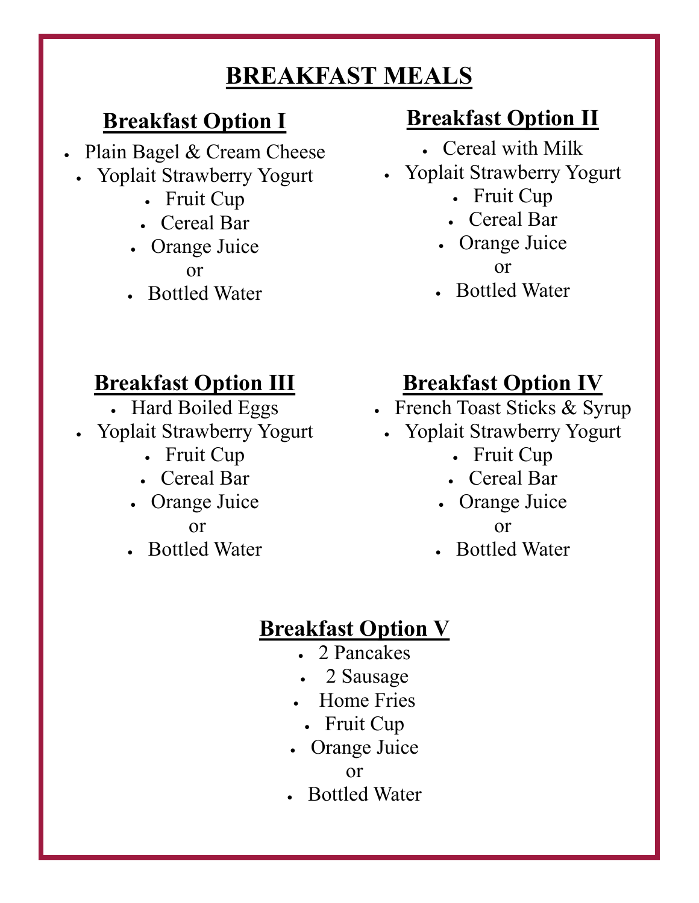# BREAKFAST MEALS

## Breakfast Option I

- Plain Bagel & Cream Cheese
- Yoplait Strawberry Yogurt
- Fruit Cup
- Cereal Bar
- Orange Juice

or

- Bottled Water

## Breakfast Option II

- Cereal with Milk
- Yoplait Strawberry Yogurt
- Fruit Cup
- Cereal Bar
- Orange Juice

or

- Bottled Water

## Breakfast Option III

- Hard Boiled Eggs
- Yoplait Strawberry Yogurt
- Fruit Cup
- Cereal Bar
- Orange Juice

or

- Bottled Water

## Breakfast Option IV

- French Toast Sticks & Syrup
- Yoplait Strawberry Yogurt
- Fruit Cup
- Cereal Bar
- Orange Juice

or

- Bottled Water

## Breakfast Option V

- 2 Pancakes
- 2 Sausage
- Home Fries
- Fruit Cup
- Orange Juice

or

- Bottled Water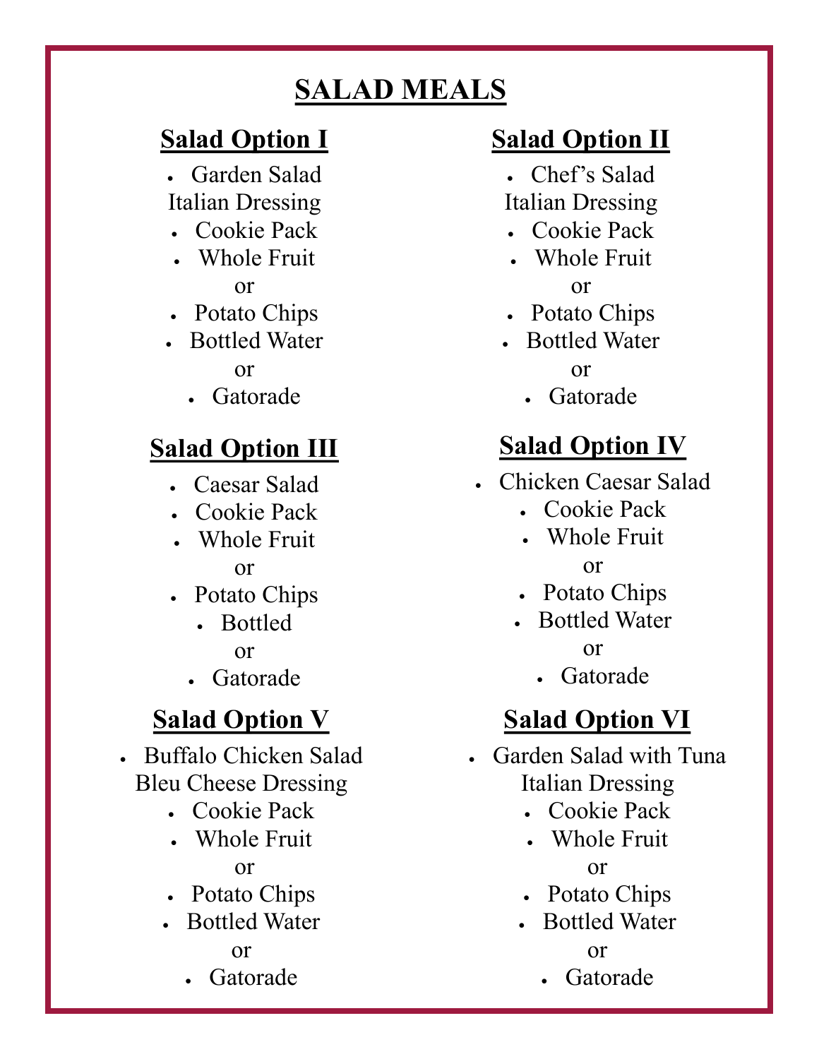# SALAD MEALS

## Salad Option I

- Garden Salad
Italian Dressing
- Cookie Pack
- Whole Fruit
or
- Potato Chips
- Bottled Water
or
- Gatorade

## Salad Option II

- Chef's Salad
Italian Dressing
- Cookie Pack
- Whole Fruit
or
- Potato Chips
- Bottled Water
or
- Gatorade

## Salad Option III

- Caesar Salad
- Cookie Pack
- Whole Fruit
or
- Potato Chips
- Bottled
or
- Gatorade

## Salad Option IV

- Chicken Caesar Salad
- Cookie Pack
- Whole Fruit
or
- Potato Chips
- Bottled Water
or
- Gatorade

## Salad Option V

- Buffalo Chicken Salad
Bleu Cheese Dressing
- Cookie Pack
- Whole Fruit
or
- Potato Chips
- Bottled Water
or
- Gatorade

## Salad Option VI

- Garden Salad with Tuna
Italian Dressing
- Cookie Pack
- Whole Fruit
or
- Potato Chips
- Bottled Water
or
- Gatorade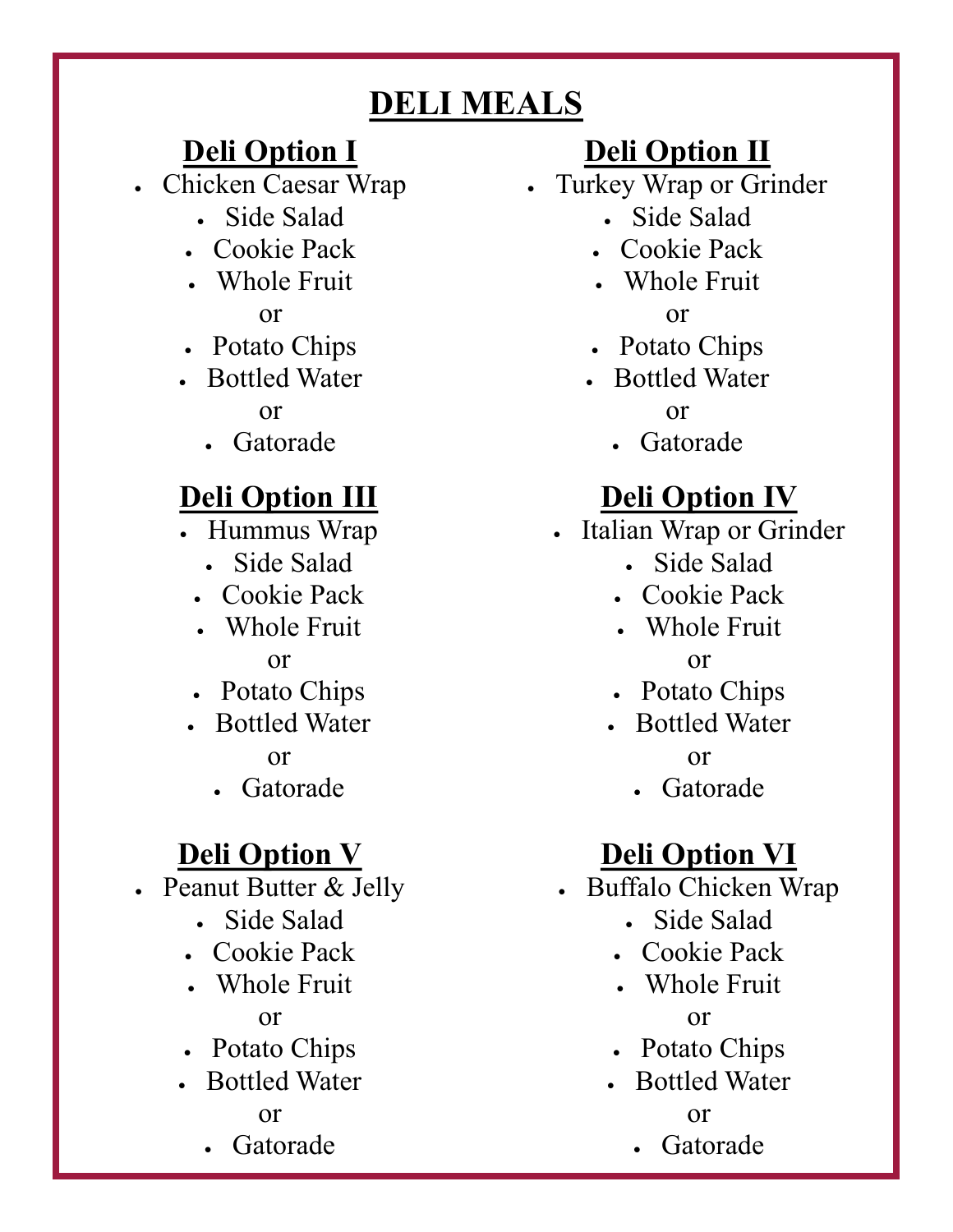# DELI MEALS

## Deli Option I

- Chicken Caesar Wrap
- Side Salad
- Cookie Pack
- Whole Fruit

or

- Potato Chips
- Bottled Water

or

- Gatorade

## Deli Option II

- Turkey Wrap or Grinder
- Side Salad
- Cookie Pack
- Whole Fruit

or

- Potato Chips
- Bottled Water

or

- Gatorade

## Deli Option III

- Hummus Wrap
- Side Salad
- Cookie Pack
- Whole Fruit

or

- Potato Chips
- Bottled Water

or

- Gatorade

## Deli Option IV

- Italian Wrap or Grinder
- Side Salad
- Cookie Pack
- Whole Fruit

or

- Potato Chips
- Bottled Water

or

- Gatorade

## Deli Option V

- Peanut Butter & Jelly
- Side Salad
- Cookie Pack
- Whole Fruit

or

- Potato Chips
- Bottled Water

or

- Gatorade

## Deli Option VI

- Buffalo Chicken Wrap
- Side Salad
- Cookie Pack
- Whole Fruit

or

- Potato Chips
- Bottled Water

or

- Gatorade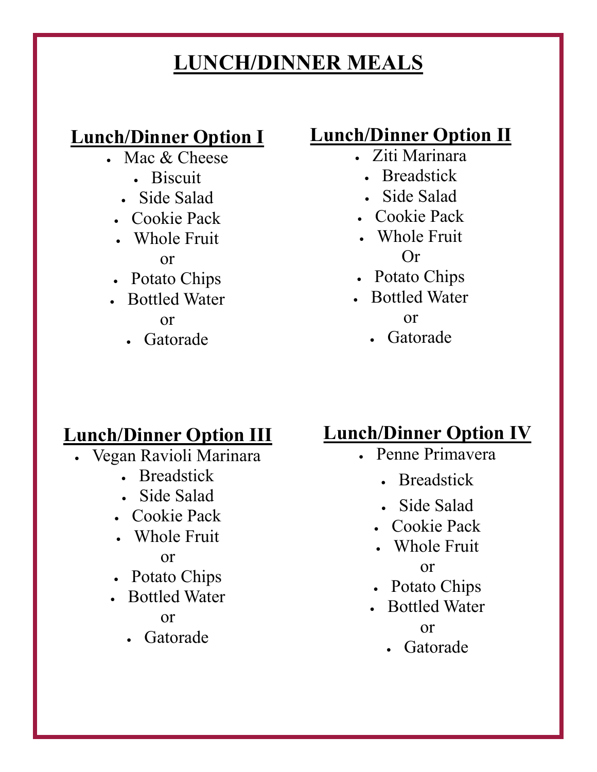# LUNCH/DINNER MEALS

## Lunch/Dinner Option I

- Mac & Cheese
- Biscuit
- Side Salad
- Cookie Pack
- Whole Fruit

or

- Potato Chips
- Bottled Water

or

- Gatorade

## Lunch/Dinner Option II

- Ziti Marinara
- Breadstick
- Side Salad
- Cookie Pack
- Whole Fruit

Or

- Potato Chips
- Bottled Water

or

- Gatorade

## Lunch/Dinner Option III

- Vegan Ravioli Marinara
- Breadstick
- Side Salad
- Cookie Pack
- Whole Fruit

or

- Potato Chips
- Bottled Water

or

- Gatorade

## Lunch/Dinner Option IV

- Penne Primavera
- Breadstick
- Side Salad
- Cookie Pack
- Whole Fruit

or

- Potato Chips
- Bottled Water

or

- Gatorade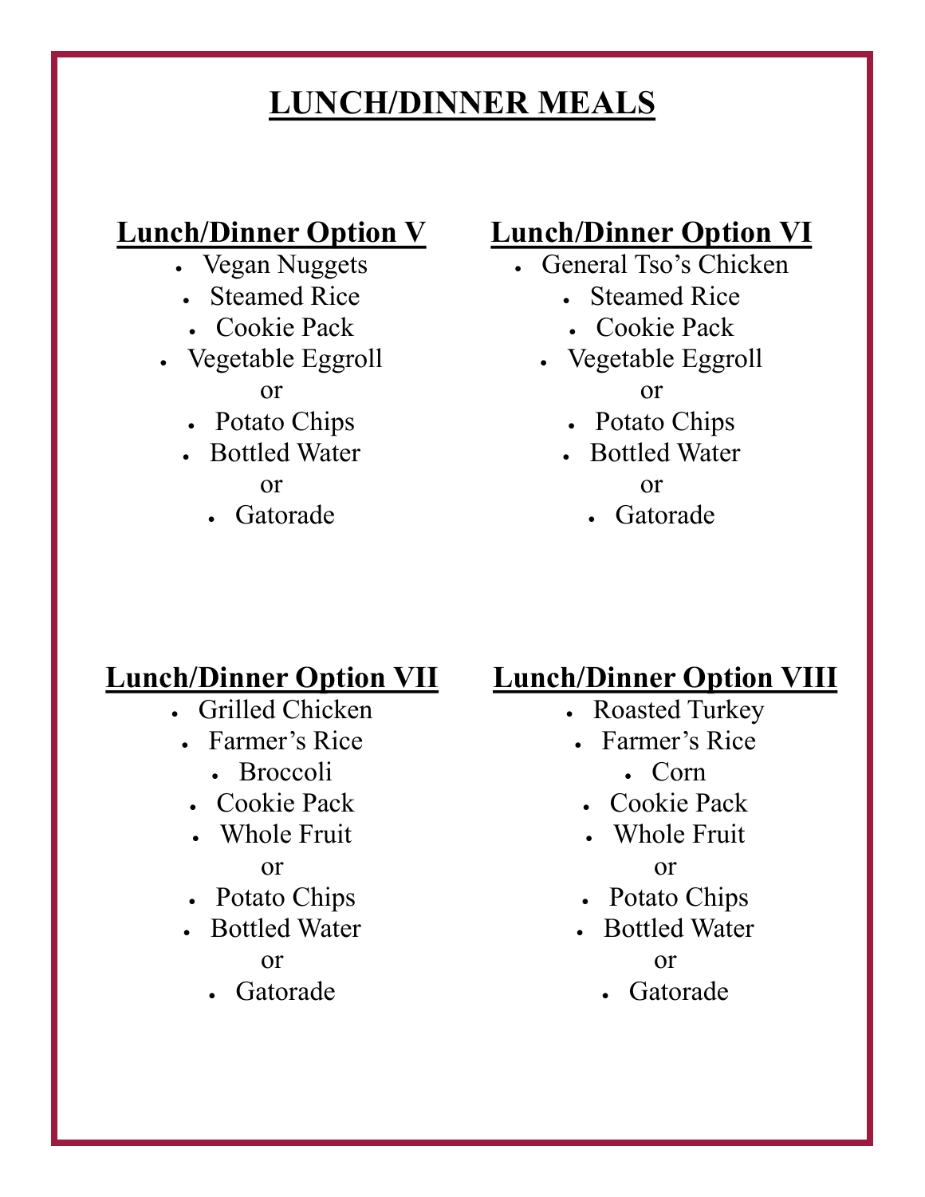# LUNCH/DINNER MEALS

## Lunch/Dinner Option V

- Vegan Nuggets
- Steamed Rice
- Cookie Pack
- Vegetable Eggroll

or

- Potato Chips
- Bottled Water

or

- Gatorade

## Lunch/Dinner Option VI

- General Tso's Chicken
- Steamed Rice
- Cookie Pack
- Vegetable Eggroll

or

- Potato Chips
- Bottled Water

or

- Gatorade

## Lunch/Dinner Option VII

- Grilled Chicken
- Farmer's Rice
- Broccoli
- Cookie Pack
- Whole Fruit

or

- Potato Chips
- Bottled Water

or

- Gatorade

## Lunch/Dinner Option VIII

- Roasted Turkey
- Farmer's Rice
- Corn
- Cookie Pack
- Whole Fruit

or

- Potato Chips
- Bottled Water

or

- Gatorade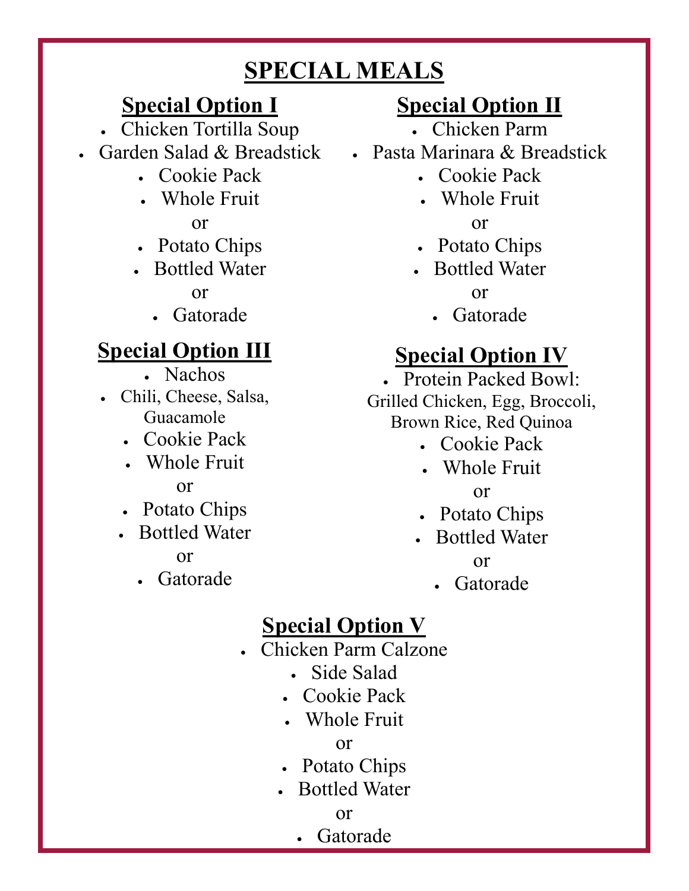# SPECIAL MEALS

## Special Option I

- Chicken Tortilla Soup
- Garden Salad & Breadstick
- Cookie Pack
- Whole Fruit

or

- Potato Chips
- Bottled Water

or

- Gatorade

## Special Option II

- Chicken Parm
- Pasta Marinara & Breadstick
- Cookie Pack
- Whole Fruit

or

- Potato Chips
- Bottled Water

or

- Gatorade

## Special Option III

- Nachos
- Chili, Cheese, Salsa, Guacamole
- Cookie Pack
- Whole Fruit

or

- Potato Chips
- Bottled Water

or

- Gatorade

## Special Option IV

- Protein Packed Bowl: Grilled Chicken, Egg, Broccoli, Brown Rice, Red Quinoa
- Cookie Pack
- Whole Fruit

or

- Potato Chips
- Bottled Water

or

- Gatorade

## Special Option V

- Chicken Parm Calzone
- Side Salad
- Cookie Pack
- Whole Fruit

or

- Potato Chips
- Bottled Water

or

- Gatorade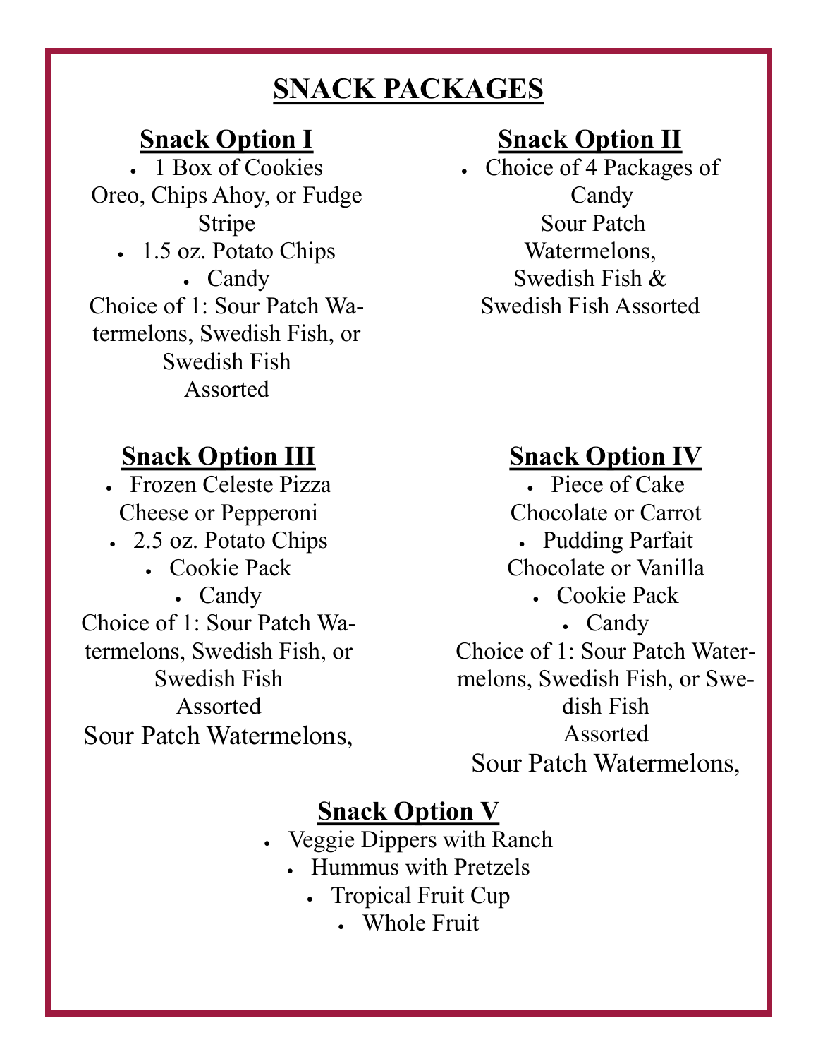# SNACK PACKAGES

## Snack Option I

- 1 Box of Cookies
Oreo, Chips Ahoy, or Fudge Stripe
- 1.5 oz. Potato Chips
- Candy
Choice of 1: Sour Patch Watermelons, Swedish Fish, or Swedish Fish Assorted

## Snack Option II

- Choice of 4 Packages of Candy
Sour Patch Watermelons, Swedish Fish & Swedish Fish Assorted

## Snack Option III

- Frozen Celeste Pizza
Cheese or Pepperoni
- 2.5 oz. Potato Chips
- Cookie Pack
- Candy
Choice of 1: Sour Patch Watermelons, Swedish Fish, or Swedish Fish Assorted

Sour Patch Watermelons,

## Snack Option IV

- Piece of Cake
Chocolate or Carrot
- Pudding Parfait
Chocolate or Vanilla
- Cookie Pack
- Candy
Choice of 1: Sour Patch Watermelons, Swedish Fish, or Swedish Fish Assorted

Sour Patch Watermelons,

## Snack Option V

- Veggie Dippers with Ranch
- Hummus with Pretzels
- Tropical Fruit Cup
- Whole Fruit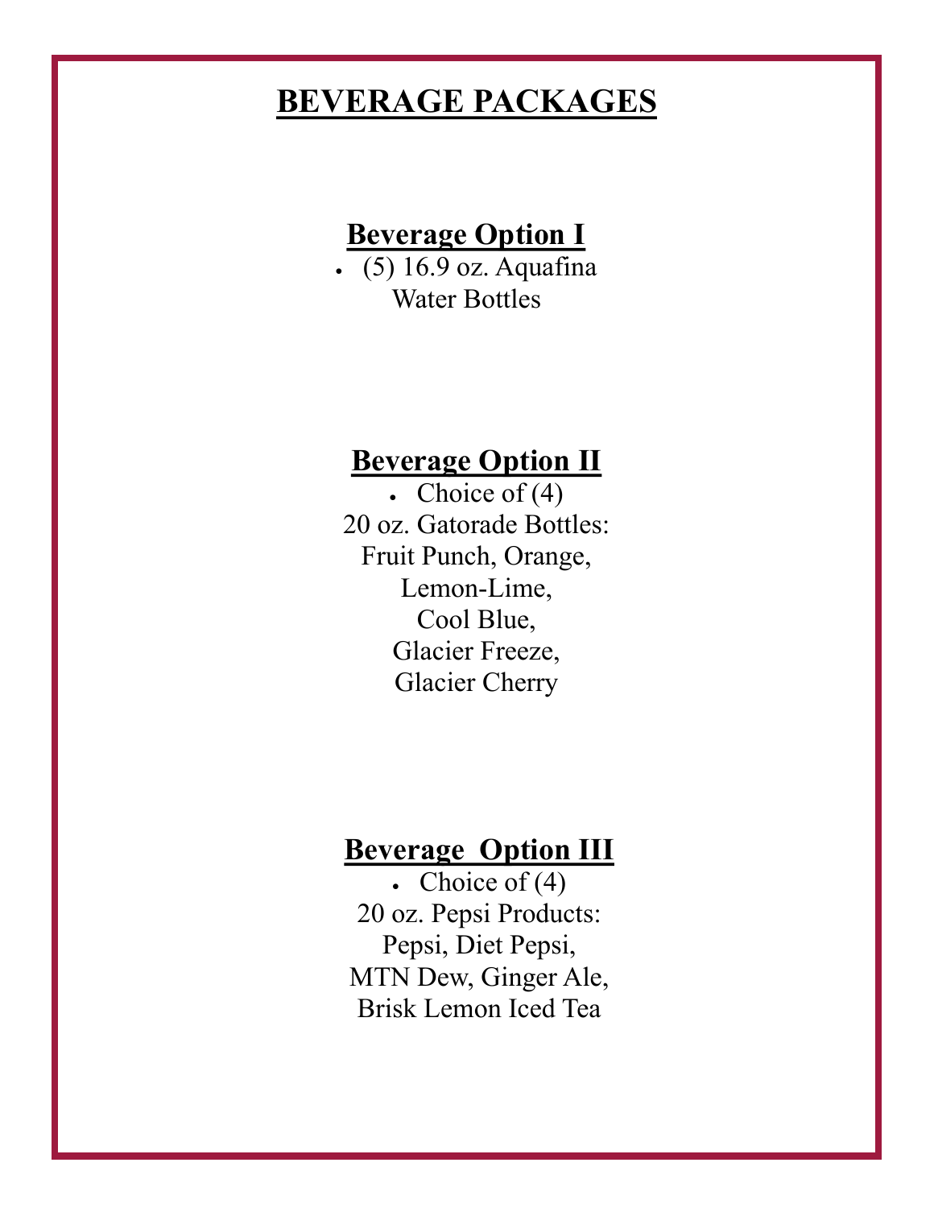# BEVERAGE PACKAGES

## Beverage Option I

- (5) 16.9 oz. Aquafina Water Bottles

## Beverage Option II

- Choice of (4) 20 oz. Gatorade Bottles: Fruit Punch, Orange, Lemon-Lime, Cool Blue, Glacier Freeze, Glacier Cherry

## Beverage Option III

- Choice of (4) 20 oz. Pepsi Products: Pepsi, Diet Pepsi, MTN Dew, Ginger Ale, Brisk Lemon Iced Tea